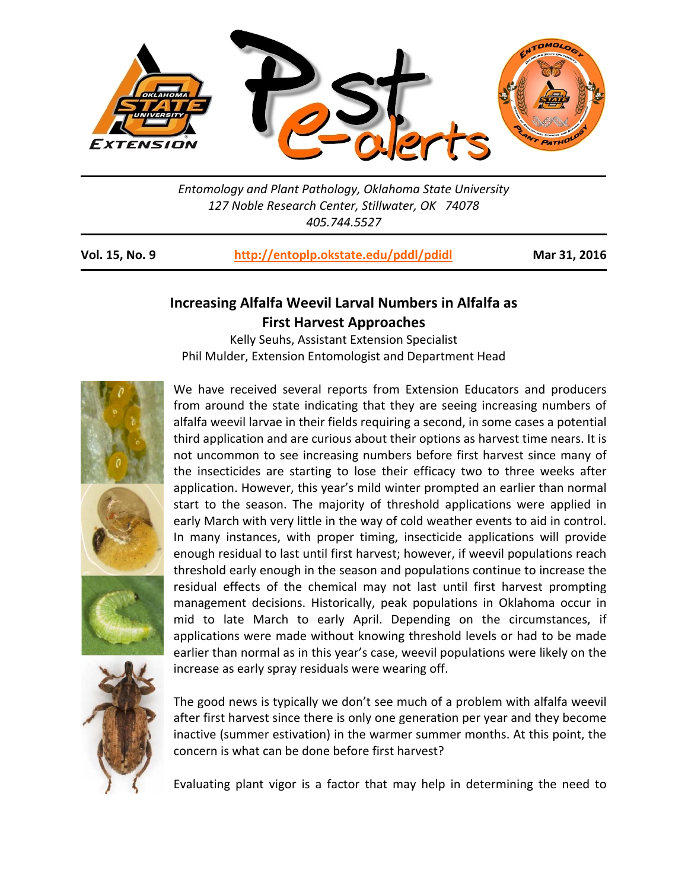*Entomology and Plant Pathology, Oklahoma State University*
*127 Noble Research Center, Stillwater, OK 74078*
*405.744.5527*

**Vol. 15, No. 9** | **http://entoplp.okstate.edu/pddl/pdidl** | **Mar 31, 2016**

# Increasing Alfalfa Weevil Larval Numbers in Alfalfa as First Harvest Approaches

Kelly Seuhs, Assistant Extension Specialist
Phil Mulder, Extension Entomologist and Department Head

We have received several reports from Extension Educators and producers from around the state indicating that they are seeing increasing numbers of alfalfa weevil larvae in their fields requiring a second, in some cases a potential third application and are curious about their options as harvest time nears. It is not uncommon to see increasing numbers before first harvest since many of the insecticides are starting to lose their efficacy two to three weeks after application. However, this year's mild winter prompted an earlier than normal start to the season. The majority of threshold applications were applied in early March with very little in the way of cold weather events to aid in control. In many instances, with proper timing, insecticide applications will provide enough residual to last until first harvest; however, if weevil populations reach threshold early enough in the season and populations continue to increase the residual effects of the chemical may not last until first harvest prompting management decisions. Historically, peak populations in Oklahoma occur in mid to late March to early April. Depending on the circumstances, if applications were made without knowing threshold levels or had to be made earlier than normal as in this year's case, weevil populations were likely on the increase as early spray residuals were wearing off.

The good news is typically we don't see much of a problem with alfalfa weevil after first harvest since there is only one generation per year and they become inactive (summer estivation) in the warmer summer months. At this point, the concern is what can be done before first harvest?

Evaluating plant vigor is a factor that may help in determining the need to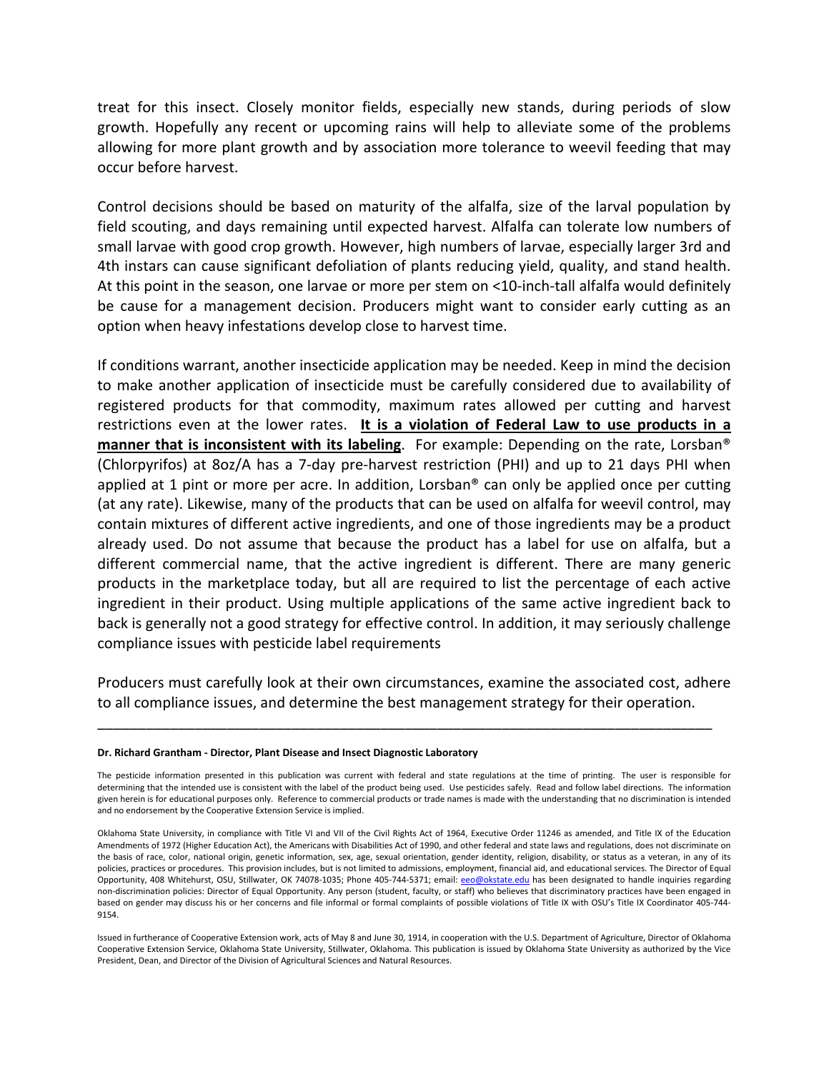treat for this insect. Closely monitor fields, especially new stands, during periods of slow growth. Hopefully any recent or upcoming rains will help to alleviate some of the problems allowing for more plant growth and by association more tolerance to weevil feeding that may occur before harvest.

Control decisions should be based on maturity of the alfalfa, size of the larval population by field scouting, and days remaining until expected harvest. Alfalfa can tolerate low numbers of small larvae with good crop growth. However, high numbers of larvae, especially larger 3rd and 4th instars can cause significant defoliation of plants reducing yield, quality, and stand health. At this point in the season, one larvae or more per stem on <10-inch-tall alfalfa would definitely be cause for a management decision. Producers might want to consider early cutting as an option when heavy infestations develop close to harvest time.

If conditions warrant, another insecticide application may be needed. Keep in mind the decision to make another application of insecticide must be carefully considered due to availability of registered products for that commodity, maximum rates allowed per cutting and harvest restrictions even at the lower rates. **It is a violation of Federal Law to use products in a manner that is inconsistent with its labeling**. For example: Depending on the rate, Lorsban® (Chlorpyrifos) at 8oz/A has a 7-day pre-harvest restriction (PHI) and up to 21 days PHI when applied at 1 pint or more per acre. In addition, Lorsban® can only be applied once per cutting (at any rate). Likewise, many of the products that can be used on alfalfa for weevil control, may contain mixtures of different active ingredients, and one of those ingredients may be a product already used. Do not assume that because the product has a label for use on alfalfa, but a different commercial name, that the active ingredient is different. There are many generic products in the marketplace today, but all are required to list the percentage of each active ingredient in their product. Using multiple applications of the same active ingredient back to back is generally not a good strategy for effective control. In addition, it may seriously challenge compliance issues with pesticide label requirements

Producers must carefully look at their own circumstances, examine the associated cost, adhere to all compliance issues, and determine the best management strategy for their operation.

---

**Dr. Richard Grantham - Director, Plant Disease and Insect Diagnostic Laboratory**

The pesticide information presented in this publication was current with federal and state regulations at the time of printing. The user is responsible for determining that the intended use is consistent with the label of the product being used. Use pesticides safely. Read and follow label directions. The information given herein is for educational purposes only. Reference to commercial products or trade names is made with the understanding that no discrimination is intended and no endorsement by the Cooperative Extension Service is implied.

Oklahoma State University, in compliance with Title VI and VII of the Civil Rights Act of 1964, Executive Order 11246 as amended, and Title IX of the Education Amendments of 1972 (Higher Education Act), the Americans with Disabilities Act of 1990, and other federal and state laws and regulations, does not discriminate on the basis of race, color, national origin, genetic information, sex, age, sexual orientation, gender identity, religion, disability, or status as a veteran, in any of its policies, practices or procedures. This provision includes, but is not limited to admissions, employment, financial aid, and educational services. The Director of Equal Opportunity, 408 Whitehurst, OSU, Stillwater, OK 74078-1035; Phone 405-744-5371; email: eeo@okstate.edu has been designated to handle inquiries regarding non-discrimination policies: Director of Equal Opportunity. Any person (student, faculty, or staff) who believes that discriminatory practices have been engaged in based on gender may discuss his or her concerns and file informal or formal complaints of possible violations of Title IX with OSU's Title IX Coordinator 405-744-9154.

Issued in furtherance of Cooperative Extension work, acts of May 8 and June 30, 1914, in cooperation with the U.S. Department of Agriculture, Director of Oklahoma Cooperative Extension Service, Oklahoma State University, Stillwater, Oklahoma. This publication is issued by Oklahoma State University as authorized by the Vice President, Dean, and Director of the Division of Agricultural Sciences and Natural Resources.